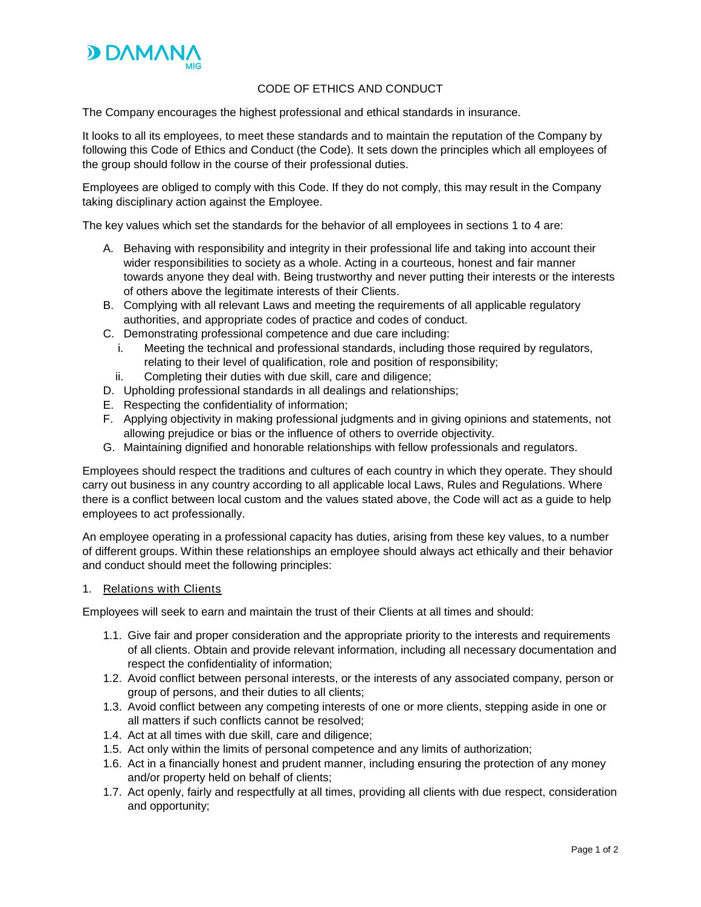DAMANA MIG

# CODE OF ETHICS AND CONDUCT

The Company encourages the highest professional and ethical standards in insurance.

It looks to all its employees, to meet these standards and to maintain the reputation of the Company by following this Code of Ethics and Conduct (the Code). It sets down the principles which all employees of the group should follow in the course of their professional duties.

Employees are obliged to comply with this Code. If they do not comply, this may result in the Company taking disciplinary action against the Employee.

The key values which set the standards for the behavior of all employees in sections 1 to 4 are:

A. Behaving with responsibility and integrity in their professional life and taking into account their wider responsibilities to society as a whole. Acting in a courteous, honest and fair manner towards anyone they deal with. Being trustworthy and never putting their interests or the interests of others above the legitimate interests of their Clients.
B. Complying with all relevant Laws and meeting the requirements of all applicable regulatory authorities, and appropriate codes of practice and codes of conduct.
C. Demonstrating professional competence and due care including:
   i. Meeting the technical and professional standards, including those required by regulators, relating to their level of qualification, role and position of responsibility;
   ii. Completing their duties with due skill, care and diligence;
D. Upholding professional standards in all dealings and relationships;
E. Respecting the confidentiality of information;
F. Applying objectivity in making professional judgments and in giving opinions and statements, not allowing prejudice or bias or the influence of others to override objectivity.
G. Maintaining dignified and honorable relationships with fellow professionals and regulators.

Employees should respect the traditions and cultures of each country in which they operate. They should carry out business in any country according to all applicable local Laws, Rules and Regulations. Where there is a conflict between local custom and the values stated above, the Code will act as a guide to help employees to act professionally.

An employee operating in a professional capacity has duties, arising from these key values, to a number of different groups. Within these relationships an employee should always act ethically and their behavior and conduct should meet the following principles:

## 1. Relations with Clients

Employees will seek to earn and maintain the trust of their Clients at all times and should:

1.1. Give fair and proper consideration and the appropriate priority to the interests and requirements of all clients. Obtain and provide relevant information, including all necessary documentation and respect the confidentiality of information;
1.2. Avoid conflict between personal interests, or the interests of any associated company, person or group of persons, and their duties to all clients;
1.3. Avoid conflict between any competing interests of one or more clients, stepping aside in one or all matters if such conflicts cannot be resolved;
1.4. Act at all times with due skill, care and diligence;
1.5. Act only within the limits of personal competence and any limits of authorization;
1.6. Act in a financially honest and prudent manner, including ensuring the protection of any money and/or property held on behalf of clients;
1.7. Act openly, fairly and respectfully at all times, providing all clients with due respect, consideration and opportunity;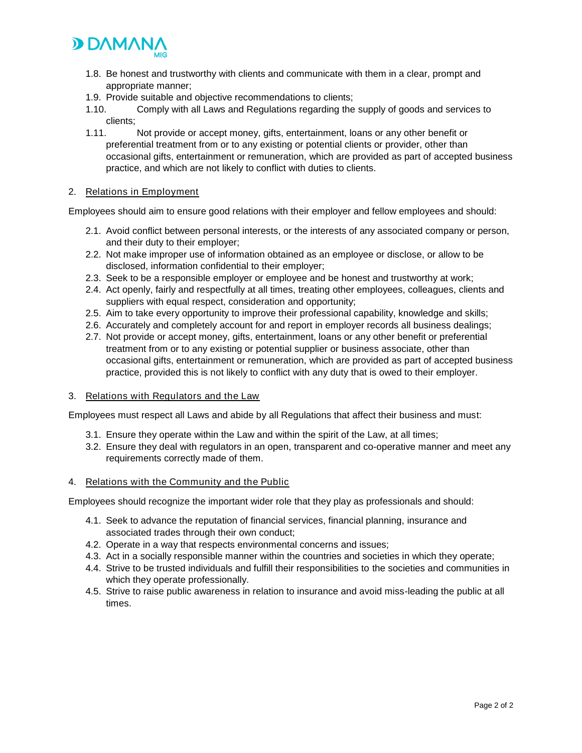1.8. Be honest and trustworthy with clients and communicate with them in a clear, prompt and appropriate manner;

1.9. Provide suitable and objective recommendations to clients;

1.10. Comply with all Laws and Regulations regarding the supply of goods and services to clients;

1.11. Not provide or accept money, gifts, entertainment, loans or any other benefit or preferential treatment from or to any existing or potential clients or provider, other than occasional gifts, entertainment or remuneration, which are provided as part of accepted business practice, and which are not likely to conflict with duties to clients.

## 2. Relations in Employment

Employees should aim to ensure good relations with their employer and fellow employees and should:

2.1. Avoid conflict between personal interests, or the interests of any associated company or person, and their duty to their employer;

2.2. Not make improper use of information obtained as an employee or disclose, or allow to be disclosed, information confidential to their employer;

2.3. Seek to be a responsible employer or employee and be honest and trustworthy at work;

2.4. Act openly, fairly and respectfully at all times, treating other employees, colleagues, clients and suppliers with equal respect, consideration and opportunity;

2.5. Aim to take every opportunity to improve their professional capability, knowledge and skills;

2.6. Accurately and completely account for and report in employer records all business dealings;

2.7. Not provide or accept money, gifts, entertainment, loans or any other benefit or preferential treatment from or to any existing or potential supplier or business associate, other than occasional gifts, entertainment or remuneration, which are provided as part of accepted business practice, provided this is not likely to conflict with any duty that is owed to their employer.

## 3. Relations with Regulators and the Law

Employees must respect all Laws and abide by all Regulations that affect their business and must:

3.1. Ensure they operate within the Law and within the spirit of the Law, at all times;

3.2. Ensure they deal with regulators in an open, transparent and co-operative manner and meet any requirements correctly made of them.

## 4. Relations with the Community and the Public

Employees should recognize the important wider role that they play as professionals and should:

4.1. Seek to advance the reputation of financial services, financial planning, insurance and associated trades through their own conduct;

4.2. Operate in a way that respects environmental concerns and issues;

4.3. Act in a socially responsible manner within the countries and societies in which they operate;

4.4. Strive to be trusted individuals and fulfill their responsibilities to the societies and communities in which they operate professionally.

4.5. Strive to raise public awareness in relation to insurance and avoid miss-leading the public at all times.